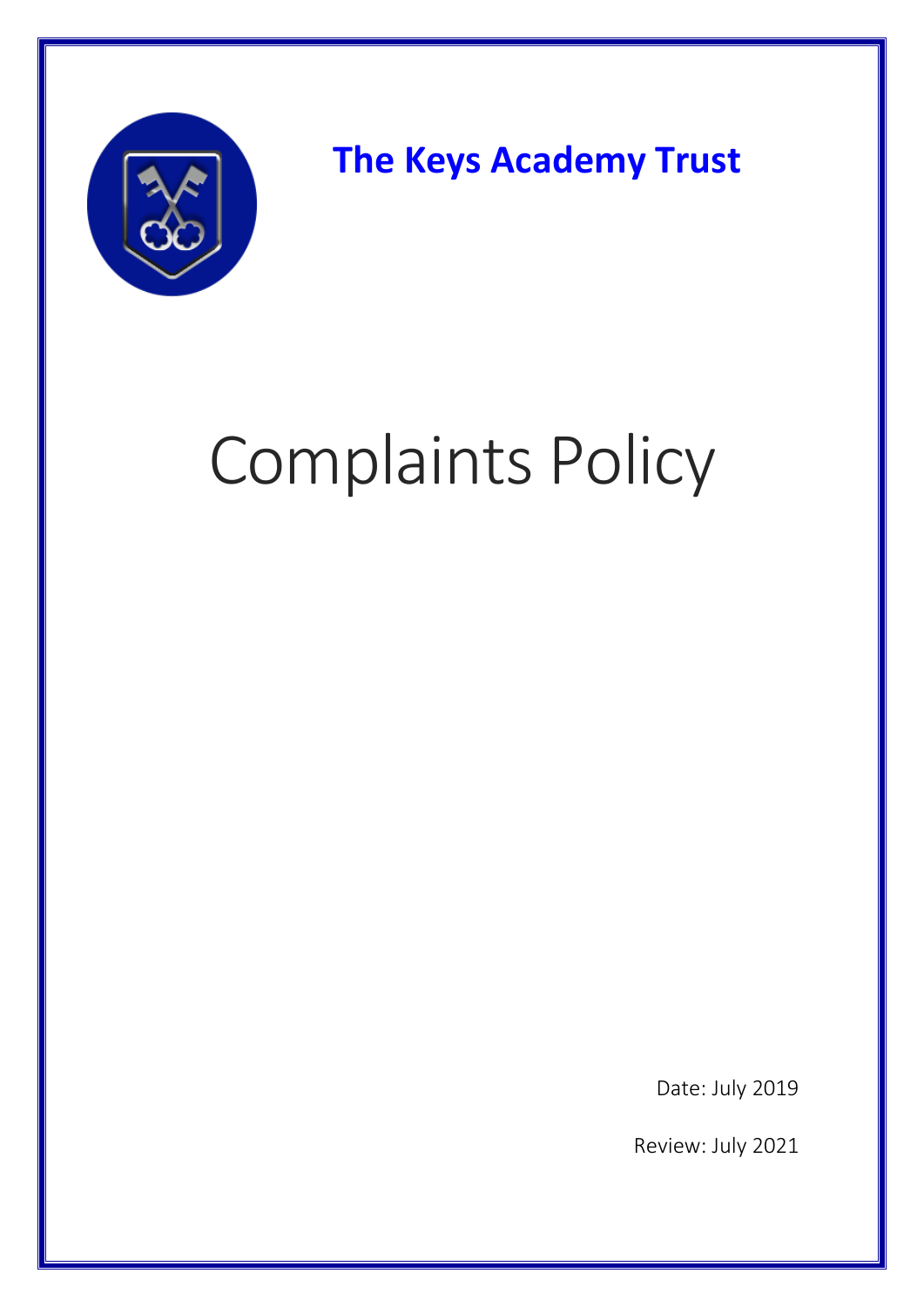**The Keys Academy Trust**

# Complaints Policy

Date: July 2019

Review: July 2021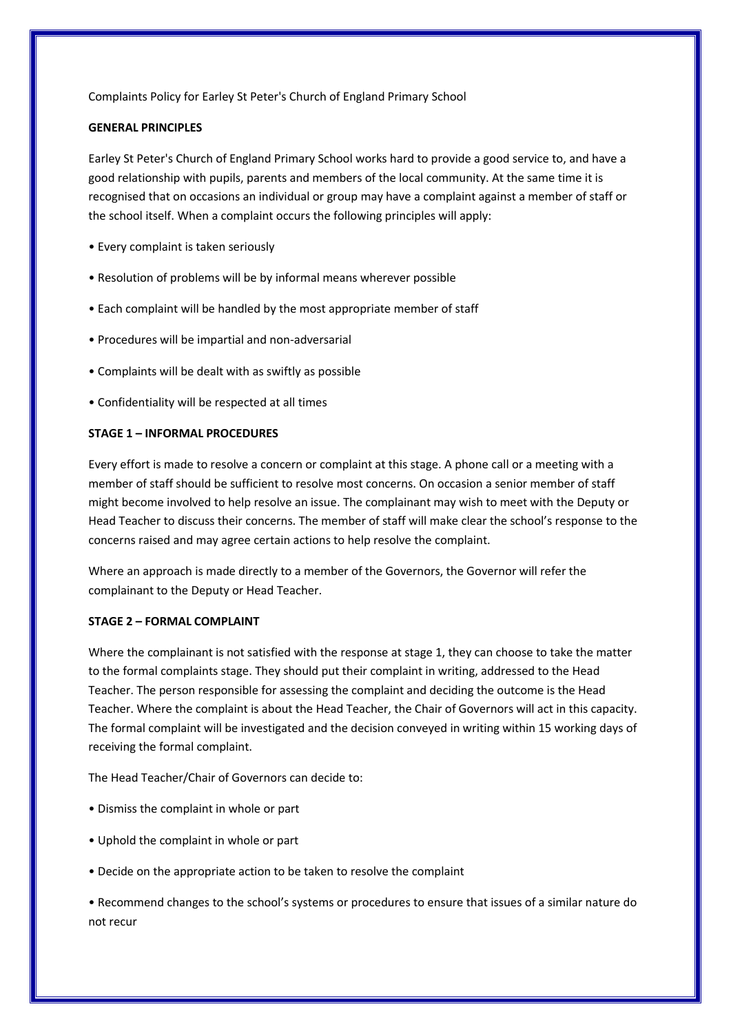Complaints Policy for Earley St Peter's Church of England Primary School

**GENERAL PRINCIPLES**

Earley St Peter's Church of England Primary School works hard to provide a good service to, and have a good relationship with pupils, parents and members of the local community. At the same time it is recognised that on occasions an individual or group may have a complaint against a member of staff or the school itself. When a complaint occurs the following principles will apply:

- Every complaint is taken seriously
- Resolution of problems will be by informal means wherever possible
- Each complaint will be handled by the most appropriate member of staff
- Procedures will be impartial and non-adversarial
- Complaints will be dealt with as swiftly as possible
- Confidentiality will be respected at all times

**STAGE 1 – INFORMAL PROCEDURES**

Every effort is made to resolve a concern or complaint at this stage. A phone call or a meeting with a member of staff should be sufficient to resolve most concerns. On occasion a senior member of staff might become involved to help resolve an issue. The complainant may wish to meet with the Deputy or Head Teacher to discuss their concerns. The member of staff will make clear the school's response to the concerns raised and may agree certain actions to help resolve the complaint.

Where an approach is made directly to a member of the Governors, the Governor will refer the complainant to the Deputy or Head Teacher.

**STAGE 2 – FORMAL COMPLAINT**

Where the complainant is not satisfied with the response at stage 1, they can choose to take the matter to the formal complaints stage. They should put their complaint in writing, addressed to the Head Teacher. The person responsible for assessing the complaint and deciding the outcome is the Head Teacher. Where the complaint is about the Head Teacher, the Chair of Governors will act in this capacity. The formal complaint will be investigated and the decision conveyed in writing within 15 working days of receiving the formal complaint.

The Head Teacher/Chair of Governors can decide to:

- Dismiss the complaint in whole or part
- Uphold the complaint in whole or part
- Decide on the appropriate action to be taken to resolve the complaint
- Recommend changes to the school's systems or procedures to ensure that issues of a similar nature do not recur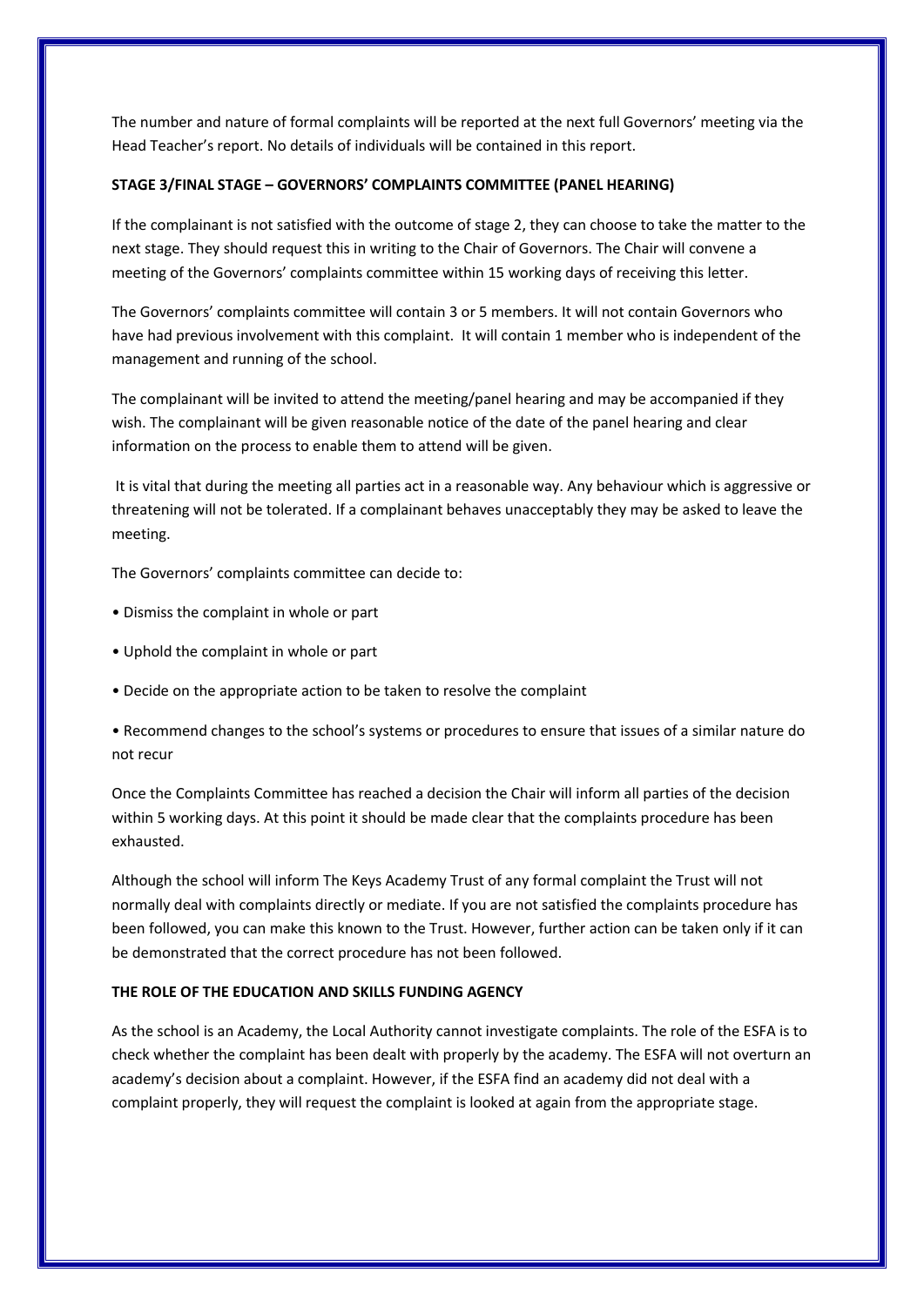The number and nature of formal complaints will be reported at the next full Governors' meeting via the Head Teacher's report. No details of individuals will be contained in this report.

**STAGE 3/FINAL STAGE – GOVERNORS' COMPLAINTS COMMITTEE (PANEL HEARING)**

If the complainant is not satisfied with the outcome of stage 2, they can choose to take the matter to the next stage. They should request this in writing to the Chair of Governors. The Chair will convene a meeting of the Governors' complaints committee within 15 working days of receiving this letter.

The Governors' complaints committee will contain 3 or 5 members. It will not contain Governors who have had previous involvement with this complaint. It will contain 1 member who is independent of the management and running of the school.

The complainant will be invited to attend the meeting/panel hearing and may be accompanied if they wish. The complainant will be given reasonable notice of the date of the panel hearing and clear information on the process to enable them to attend will be given.

It is vital that during the meeting all parties act in a reasonable way. Any behaviour which is aggressive or threatening will not be tolerated. If a complainant behaves unacceptably they may be asked to leave the meeting.

The Governors' complaints committee can decide to:

- Dismiss the complaint in whole or part
- Uphold the complaint in whole or part
- Decide on the appropriate action to be taken to resolve the complaint
- Recommend changes to the school's systems or procedures to ensure that issues of a similar nature do not recur

Once the Complaints Committee has reached a decision the Chair will inform all parties of the decision within 5 working days. At this point it should be made clear that the complaints procedure has been exhausted.

Although the school will inform The Keys Academy Trust of any formal complaint the Trust will not normally deal with complaints directly or mediate. If you are not satisfied the complaints procedure has been followed, you can make this known to the Trust. However, further action can be taken only if it can be demonstrated that the correct procedure has not been followed.

**THE ROLE OF THE EDUCATION AND SKILLS FUNDING AGENCY**

As the school is an Academy, the Local Authority cannot investigate complaints. The role of the ESFA is to check whether the complaint has been dealt with properly by the academy. The ESFA will not overturn an academy's decision about a complaint. However, if the ESFA find an academy did not deal with a complaint properly, they will request the complaint is looked at again from the appropriate stage.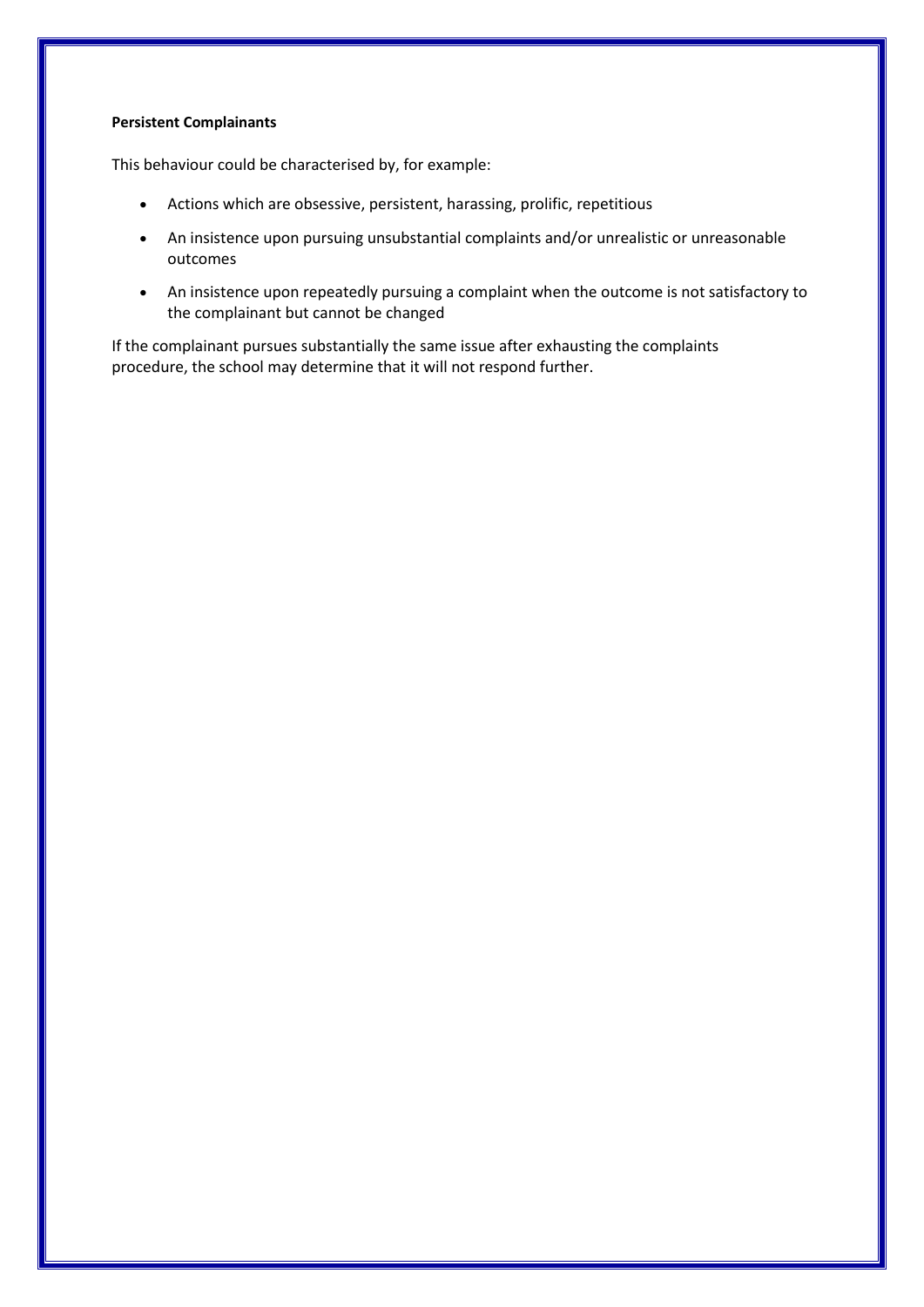**Persistent Complainants**

This behaviour could be characterised by, for example:

- Actions which are obsessive, persistent, harassing, prolific, repetitious
- An insistence upon pursuing unsubstantial complaints and/or unrealistic or unreasonable outcomes
- An insistence upon repeatedly pursuing a complaint when the outcome is not satisfactory to the complainant but cannot be changed

If the complainant pursues substantially the same issue after exhausting the complaints procedure, the school may determine that it will not respond further.